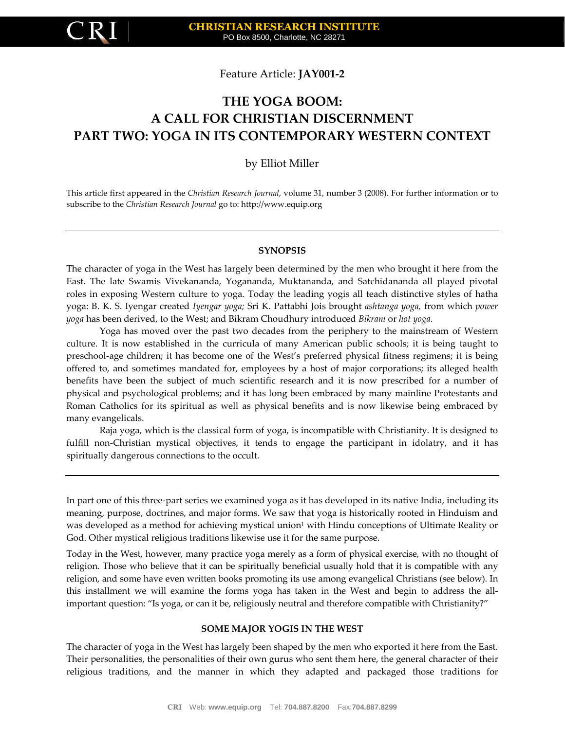Feature Article: **JAY001-2**

# THE YOGA BOOM: A CALL FOR CHRISTIAN DISCERNMENT PART TWO: YOGA IN ITS CONTEMPORARY WESTERN CONTEXT

by Elliot Miller

This article first appeared in the *Christian Research Journal*, volume 31, number 3 (2008). For further information or to subscribe to the *Christian Research Journal* go to: http://www.equip.org

---

#### SYNOPSIS

The character of yoga in the West has largely been determined by the men who brought it here from the East. The late Swamis Vivekananda, Yogananda, Muktananda, and Satchidananda all played pivotal roles in exposing Western culture to yoga. Today the leading yogis all teach distinctive styles of hatha yoga: B. K. S. Iyengar created *Iyengar yoga;* Sri K. Pattabhi Jois brought *ashtanga yoga,* from which *power yoga* has been derived, to the West; and Bikram Choudhury introduced *Bikram* or *hot yoga*.

Yoga has moved over the past two decades from the periphery to the mainstream of Western culture. It is now established in the curricula of many American public schools; it is being taught to preschool-age children; it has become one of the West's preferred physical fitness regimens; it is being offered to, and sometimes mandated for, employees by a host of major corporations; its alleged health benefits have been the subject of much scientific research and it is now prescribed for a number of physical and psychological problems; and it has long been embraced by many mainline Protestants and Roman Catholics for its spiritual as well as physical benefits and is now likewise being embraced by many evangelicals.

Raja yoga, which is the classical form of yoga, is incompatible with Christianity. It is designed to fulfill non-Christian mystical objectives, it tends to engage the participant in idolatry, and it has spiritually dangerous connections to the occult.

---

In part one of this three-part series we examined yoga as it has developed in its native India, including its meaning, purpose, doctrines, and major forms. We saw that yoga is historically rooted in Hinduism and was developed as a method for achieving mystical union[1] with Hindu conceptions of Ultimate Reality or God. Other mystical religious traditions likewise use it for the same purpose.

Today in the West, however, many practice yoga merely as a form of physical exercise, with no thought of religion. Those who believe that it can be spiritually beneficial usually hold that it is compatible with any religion, and some have even written books promoting its use among evangelical Christians (see below). In this installment we will examine the forms yoga has taken in the West and begin to address the all-important question: "Is yoga, or can it be, religiously neutral and therefore compatible with Christianity?"

#### SOME MAJOR YOGIS IN THE WEST

The character of yoga in the West has largely been shaped by the men who exported it here from the East. Their personalities, the personalities of their own gurus who sent them here, the general character of their religious traditions, and the manner in which they adapted and packaged those traditions for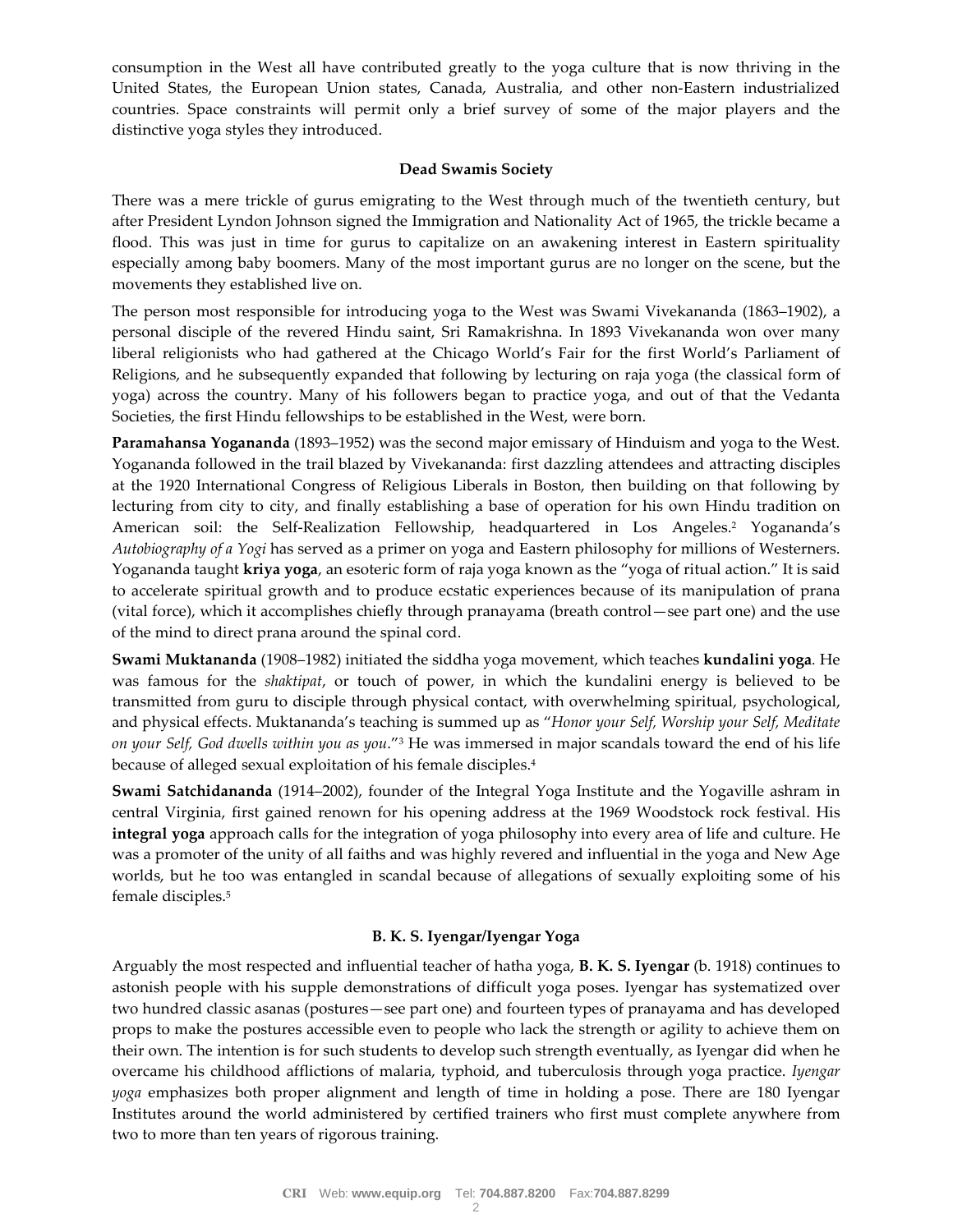consumption in the West all have contributed greatly to the yoga culture that is now thriving in the United States, the European Union states, Canada, Australia, and other non-Eastern industrialized countries. Space constraints will permit only a brief survey of some of the major players and the distinctive yoga styles they introduced.

### Dead Swamis Society

There was a mere trickle of gurus emigrating to the West through much of the twentieth century, but after President Lyndon Johnson signed the Immigration and Nationality Act of 1965, the trickle became a flood. This was just in time for gurus to capitalize on an awakening interest in Eastern spirituality especially among baby boomers. Many of the most important gurus are no longer on the scene, but the movements they established live on.

The person most responsible for introducing yoga to the West was Swami Vivekananda (1863–1902), a personal disciple of the revered Hindu saint, Sri Ramakrishna. In 1893 Vivekananda won over many liberal religionists who had gathered at the Chicago World's Fair for the first World's Parliament of Religions, and he subsequently expanded that following by lecturing on raja yoga (the classical form of yoga) across the country. Many of his followers began to practice yoga, and out of that the Vedanta Societies, the first Hindu fellowships to be established in the West, were born.

**Paramahansa Yogananda** (1893–1952) was the second major emissary of Hinduism and yoga to the West. Yogananda followed in the trail blazed by Vivekananda: first dazzling attendees and attracting disciples at the 1920 International Congress of Religious Liberals in Boston, then building on that following by lecturing from city to city, and finally establishing a base of operation for his own Hindu tradition on American soil: the Self-Realization Fellowship, headquartered in Los Angeles.[2] Yogananda's *Autobiography of a Yogi* has served as a primer on yoga and Eastern philosophy for millions of Westerners. Yogananda taught **kriya yoga**, an esoteric form of raja yoga known as the "yoga of ritual action." It is said to accelerate spiritual growth and to produce ecstatic experiences because of its manipulation of prana (vital force), which it accomplishes chiefly through pranayama (breath control—see part one) and the use of the mind to direct prana around the spinal cord.

**Swami Muktananda** (1908–1982) initiated the siddha yoga movement, which teaches **kundalini yoga**. He was famous for the *shaktipat*, or touch of power, in which the kundalini energy is believed to be transmitted from guru to disciple through physical contact, with overwhelming spiritual, psychological, and physical effects. Muktananda's teaching is summed up as "*Honor your Self, Worship your Self, Meditate on your Self, God dwells within you as you*."[3] He was immersed in major scandals toward the end of his life because of alleged sexual exploitation of his female disciples.[4]

**Swami Satchidananda** (1914–2002), founder of the Integral Yoga Institute and the Yogaville ashram in central Virginia, first gained renown for his opening address at the 1969 Woodstock rock festival. His **integral yoga** approach calls for the integration of yoga philosophy into every area of life and culture. He was a promoter of the unity of all faiths and was highly revered and influential in the yoga and New Age worlds, but he too was entangled in scandal because of allegations of sexually exploiting some of his female disciples.[5]

### B. K. S. Iyengar/Iyengar Yoga

Arguably the most respected and influential teacher of hatha yoga, **B. K. S. Iyengar** (b. 1918) continues to astonish people with his supple demonstrations of difficult yoga poses. Iyengar has systematized over two hundred classic asanas (postures—see part one) and fourteen types of pranayama and has developed props to make the postures accessible even to people who lack the strength or agility to achieve them on their own. The intention is for such students to develop such strength eventually, as Iyengar did when he overcame his childhood afflictions of malaria, typhoid, and tuberculosis through yoga practice. *Iyengar yoga* emphasizes both proper alignment and length of time in holding a pose. There are 180 Iyengar Institutes around the world administered by certified trainers who first must complete anywhere from two to more than ten years of rigorous training.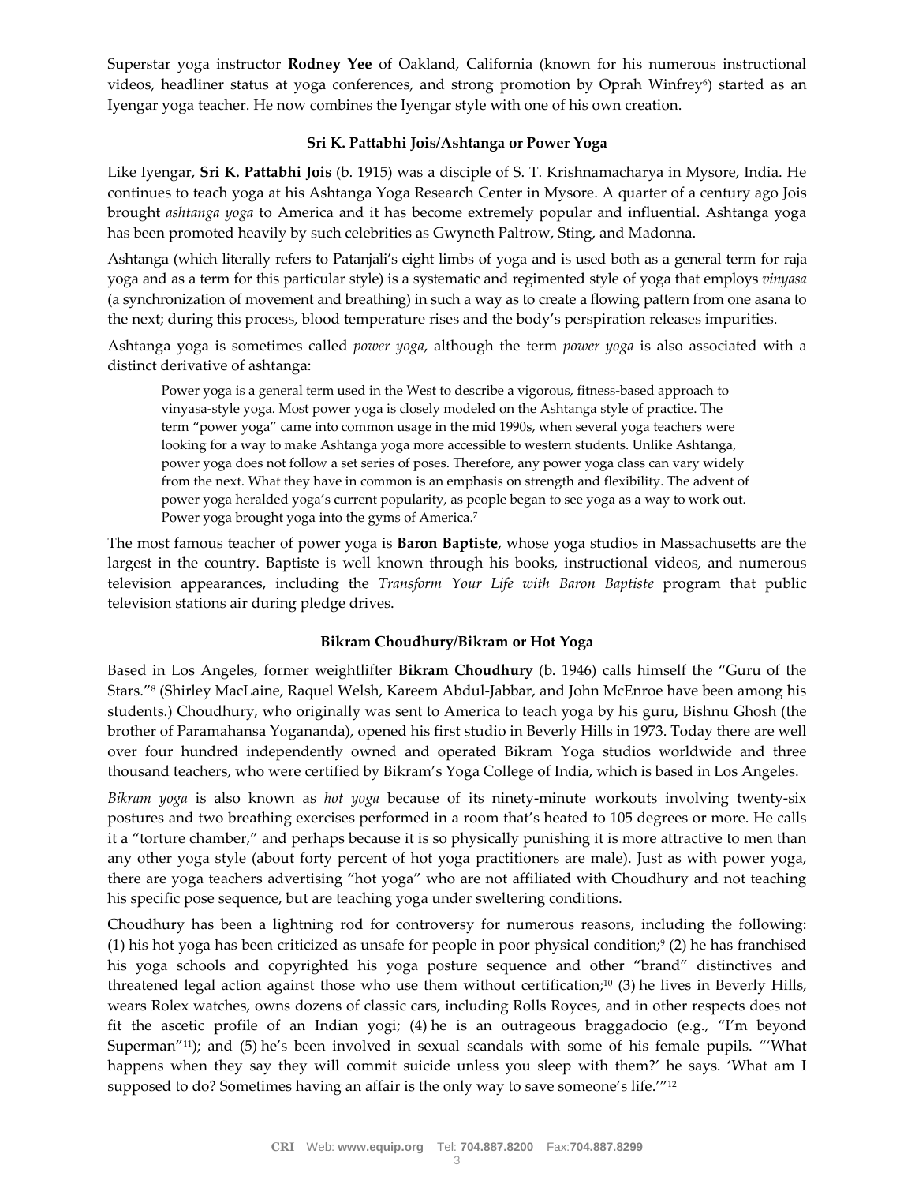Superstar yoga instructor **Rodney Yee** of Oakland, California (known for his numerous instructional videos, headliner status at yoga conferences, and strong promotion by Oprah Winfrey[6]) started as an Iyengar yoga teacher. He now combines the Iyengar style with one of his own creation.

### Sri K. Pattabhi Jois/Ashtanga or Power Yoga

Like Iyengar, **Sri K. Pattabhi Jois** (b. 1915) was a disciple of S. T. Krishnamacharya in Mysore, India. He continues to teach yoga at his Ashtanga Yoga Research Center in Mysore. A quarter of a century ago Jois brought *ashtanga yoga* to America and it has become extremely popular and influential. Ashtanga yoga has been promoted heavily by such celebrities as Gwyneth Paltrow, Sting, and Madonna.

Ashtanga (which literally refers to Patanjali's eight limbs of yoga and is used both as a general term for raja yoga and as a term for this particular style) is a systematic and regimented style of yoga that employs *vinyasa* (a synchronization of movement and breathing) in such a way as to create a flowing pattern from one asana to the next; during this process, blood temperature rises and the body's perspiration releases impurities.

Ashtanga yoga is sometimes called *power yoga*, although the term *power yoga* is also associated with a distinct derivative of ashtanga:

> Power yoga is a general term used in the West to describe a vigorous, fitness-based approach to vinyasa-style yoga. Most power yoga is closely modeled on the Ashtanga style of practice. The term "power yoga" came into common usage in the mid 1990s, when several yoga teachers were looking for a way to make Ashtanga yoga more accessible to western students. Unlike Ashtanga, power yoga does not follow a set series of poses. Therefore, any power yoga class can vary widely from the next. What they have in common is an emphasis on strength and flexibility. The advent of power yoga heralded yoga's current popularity, as people began to see yoga as a way to work out. Power yoga brought yoga into the gyms of America.[7]

The most famous teacher of power yoga is **Baron Baptiste**, whose yoga studios in Massachusetts are the largest in the country. Baptiste is well known through his books, instructional videos, and numerous television appearances, including the *Transform Your Life with Baron Baptiste* program that public television stations air during pledge drives.

### Bikram Choudhury/Bikram or Hot Yoga

Based in Los Angeles, former weightlifter **Bikram Choudhury** (b. 1946) calls himself the "Guru of the Stars."[8] (Shirley MacLaine, Raquel Welsh, Kareem Abdul-Jabbar, and John McEnroe have been among his students.) Choudhury, who originally was sent to America to teach yoga by his guru, Bishnu Ghosh (the brother of Paramahansa Yogananda), opened his first studio in Beverly Hills in 1973. Today there are well over four hundred independently owned and operated Bikram Yoga studios worldwide and three thousand teachers, who were certified by Bikram's Yoga College of India, which is based in Los Angeles.

*Bikram yoga* is also known as *hot yoga* because of its ninety-minute workouts involving twenty-six postures and two breathing exercises performed in a room that's heated to 105 degrees or more. He calls it a "torture chamber," and perhaps because it is so physically punishing it is more attractive to men than any other yoga style (about forty percent of hot yoga practitioners are male). Just as with power yoga, there are yoga teachers advertising "hot yoga" who are not affiliated with Choudhury and not teaching his specific pose sequence, but are teaching yoga under sweltering conditions.

Choudhury has been a lightning rod for controversy for numerous reasons, including the following: (1) his hot yoga has been criticized as unsafe for people in poor physical condition;[9] (2) he has franchised his yoga schools and copyrighted his yoga posture sequence and other "brand" distinctives and threatened legal action against those who use them without certification;[10] (3) he lives in Beverly Hills, wears Rolex watches, owns dozens of classic cars, including Rolls Royces, and in other respects does not fit the ascetic profile of an Indian yogi; (4) he is an outrageous braggadocio (e.g., "I'm beyond Superman"[11]); and (5) he's been involved in sexual scandals with some of his female pupils. "'What happens when they say they will commit suicide unless you sleep with them?' he says. 'What am I supposed to do? Sometimes having an affair is the only way to save someone's life.'"[12]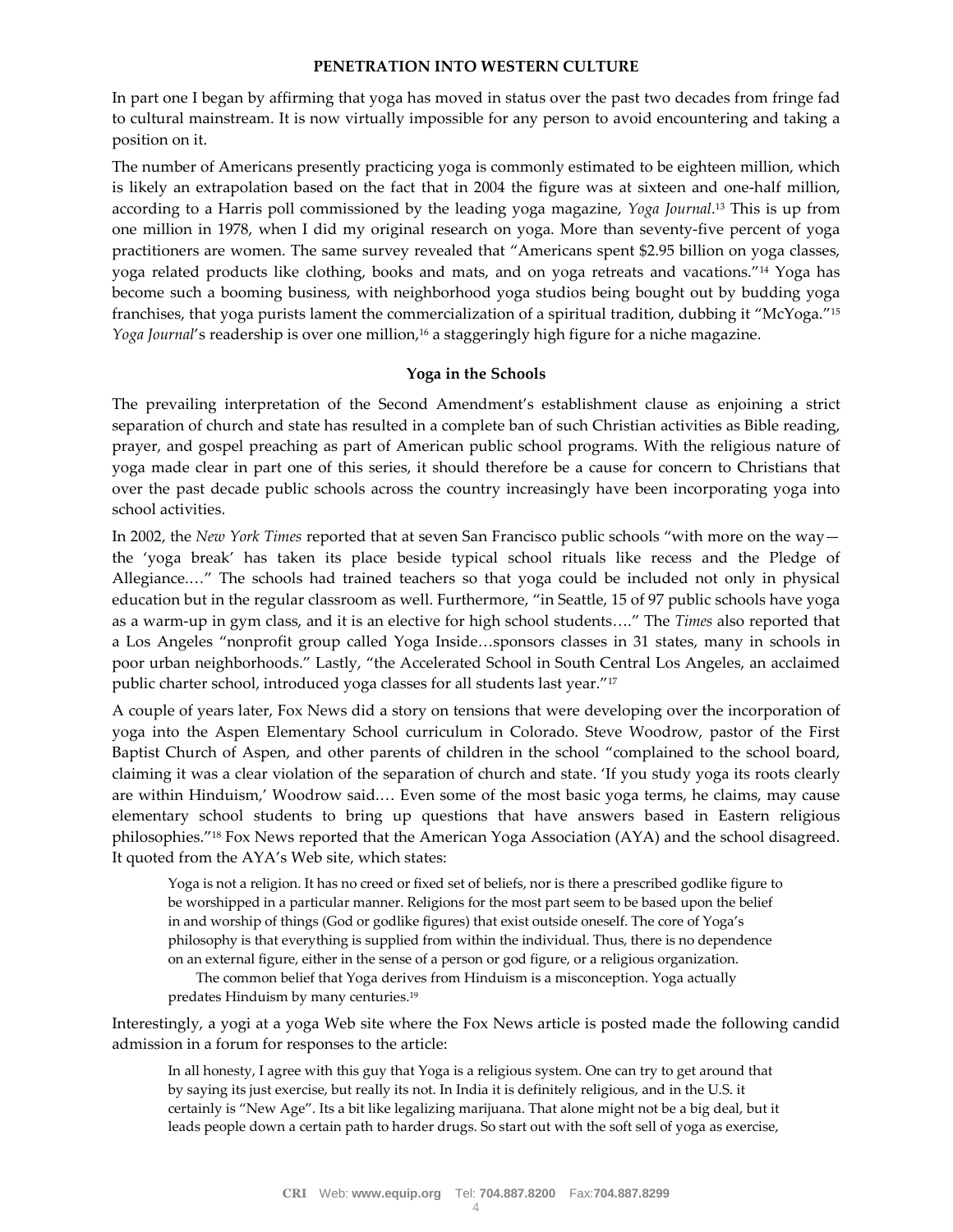## PENETRATION INTO WESTERN CULTURE

In part one I began by affirming that yoga has moved in status over the past two decades from fringe fad to cultural mainstream. It is now virtually impossible for any person to avoid encountering and taking a position on it.

The number of Americans presently practicing yoga is commonly estimated to be eighteen million, which is likely an extrapolation based on the fact that in 2004 the figure was at sixteen and one-half million, according to a Harris poll commissioned by the leading yoga magazine, *Yoga Journal*.[13] This is up from one million in 1978, when I did my original research on yoga. More than seventy-five percent of yoga practitioners are women. The same survey revealed that "Americans spent $2.95 billion on yoga classes, yoga related products like clothing, books and mats, and on yoga retreats and vacations."[14] Yoga has become such a booming business, with neighborhood yoga studios being bought out by budding yoga franchises, that yoga purists lament the commercialization of a spiritual tradition, dubbing it "McYoga."[15] *Yoga Journal*'s readership is over one million,[16] a staggeringly high figure for a niche magazine.

### Yoga in the Schools

The prevailing interpretation of the Second Amendment's establishment clause as enjoining a strict separation of church and state has resulted in a complete ban of such Christian activities as Bible reading, prayer, and gospel preaching as part of American public school programs. With the religious nature of yoga made clear in part one of this series, it should therefore be a cause for concern to Christians that over the past decade public schools across the country increasingly have been incorporating yoga into school activities.

In 2002, the *New York Times* reported that at seven San Francisco public schools "with more on the way—the 'yoga break' has taken its place beside typical school rituals like recess and the Pledge of Allegiance.…" The schools had trained teachers so that yoga could be included not only in physical education but in the regular classroom as well. Furthermore, "in Seattle, 15 of 97 public schools have yoga as a warm-up in gym class, and it is an elective for high school students…." The *Times* also reported that a Los Angeles "nonprofit group called Yoga Inside…sponsors classes in 31 states, many in schools in poor urban neighborhoods." Lastly, "the Accelerated School in South Central Los Angeles, an acclaimed public charter school, introduced yoga classes for all students last year."[17]

A couple of years later, Fox News did a story on tensions that were developing over the incorporation of yoga into the Aspen Elementary School curriculum in Colorado. Steve Woodrow, pastor of the First Baptist Church of Aspen, and other parents of children in the school "complained to the school board, claiming it was a clear violation of the separation of church and state. 'If you study yoga its roots clearly are within Hinduism,' Woodrow said.… Even some of the most basic yoga terms, he claims, may cause elementary school students to bring up questions that have answers based in Eastern religious philosophies."[18] Fox News reported that the American Yoga Association (AYA) and the school disagreed. It quoted from the AYA's Web site, which states:

> Yoga is not a religion. It has no creed or fixed set of beliefs, nor is there a prescribed godlike figure to be worshipped in a particular manner. Religions for the most part seem to be based upon the belief in and worship of things (God or godlike figures) that exist outside oneself. The core of Yoga's philosophy is that everything is supplied from within the individual. Thus, there is no dependence on an external figure, either in the sense of a person or god figure, or a religious organization.
>
> The common belief that Yoga derives from Hinduism is a misconception. Yoga actually predates Hinduism by many centuries.[19]

Interestingly, a yogi at a yoga Web site where the Fox News article is posted made the following candid admission in a forum for responses to the article:

> In all honesty, I agree with this guy that Yoga is a religious system. One can try to get around that by saying its just exercise, but really its not. In India it is definitely religious, and in the U.S. it certainly is "New Age". Its a bit like legalizing marijuana. That alone might not be a big deal, but it leads people down a certain path to harder drugs. So start out with the soft sell of yoga as exercise,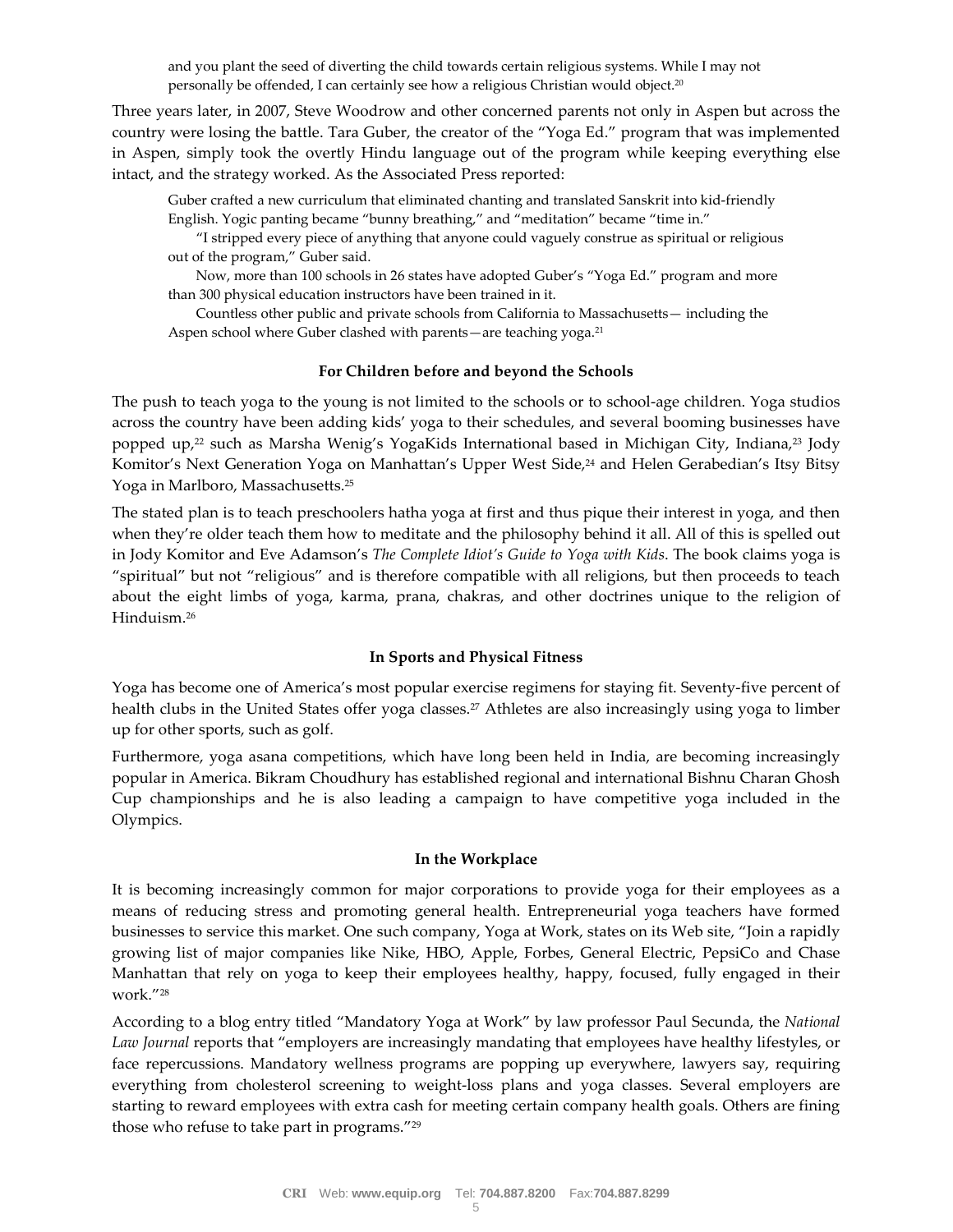> and you plant the seed of diverting the child towards certain religious systems. While I may not personally be offended, I can certainly see how a religious Christian would object.[20]

Three years later, in 2007, Steve Woodrow and other concerned parents not only in Aspen but across the country were losing the battle. Tara Guber, the creator of the "Yoga Ed." program that was implemented in Aspen, simply took the overtly Hindu language out of the program while keeping everything else intact, and the strategy worked. As the Associated Press reported:

> Guber crafted a new curriculum that eliminated chanting and translated Sanskrit into kid-friendly English. Yogic panting became "bunny breathing," and "meditation" became "time in."
>
> "I stripped every piece of anything that anyone could vaguely construe as spiritual or religious out of the program," Guber said.
>
> Now, more than 100 schools in 26 states have adopted Guber's "Yoga Ed." program and more than 300 physical education instructors have been trained in it.
>
> Countless other public and private schools from California to Massachusetts— including the Aspen school where Guber clashed with parents—are teaching yoga.[21]

### For Children before and beyond the Schools

The push to teach yoga to the young is not limited to the schools or to school-age children. Yoga studios across the country have been adding kids' yoga to their schedules, and several booming businesses have popped up,[22] such as Marsha Wenig's YogaKids International based in Michigan City, Indiana,[23] Jody Komitor's Next Generation Yoga on Manhattan's Upper West Side,[24] and Helen Gerabedian's Itsy Bitsy Yoga in Marlboro, Massachusetts.[25]

The stated plan is to teach preschoolers hatha yoga at first and thus pique their interest in yoga, and then when they're older teach them how to meditate and the philosophy behind it all. All of this is spelled out in Jody Komitor and Eve Adamson's *The Complete Idiot's Guide to Yoga with Kids*. The book claims yoga is "spiritual" but not "religious" and is therefore compatible with all religions, but then proceeds to teach about the eight limbs of yoga, karma, prana, chakras, and other doctrines unique to the religion of Hinduism.[26]

### In Sports and Physical Fitness

Yoga has become one of America's most popular exercise regimens for staying fit. Seventy-five percent of health clubs in the United States offer yoga classes.[27] Athletes are also increasingly using yoga to limber up for other sports, such as golf.

Furthermore, yoga asana competitions, which have long been held in India, are becoming increasingly popular in America. Bikram Choudhury has established regional and international Bishnu Charan Ghosh Cup championships and he is also leading a campaign to have competitive yoga included in the Olympics.

### In the Workplace

It is becoming increasingly common for major corporations to provide yoga for their employees as a means of reducing stress and promoting general health. Entrepreneurial yoga teachers have formed businesses to service this market. One such company, Yoga at Work, states on its Web site, "Join a rapidly growing list of major companies like Nike, HBO, Apple, Forbes, General Electric, PepsiCo and Chase Manhattan that rely on yoga to keep their employees healthy, happy, focused, fully engaged in their work."[28]

According to a blog entry titled "Mandatory Yoga at Work" by law professor Paul Secunda, the *National Law Journal* reports that "employers are increasingly mandating that employees have healthy lifestyles, or face repercussions. Mandatory wellness programs are popping up everywhere, lawyers say, requiring everything from cholesterol screening to weight-loss plans and yoga classes. Several employers are starting to reward employees with extra cash for meeting certain company health goals. Others are fining those who refuse to take part in programs."[29]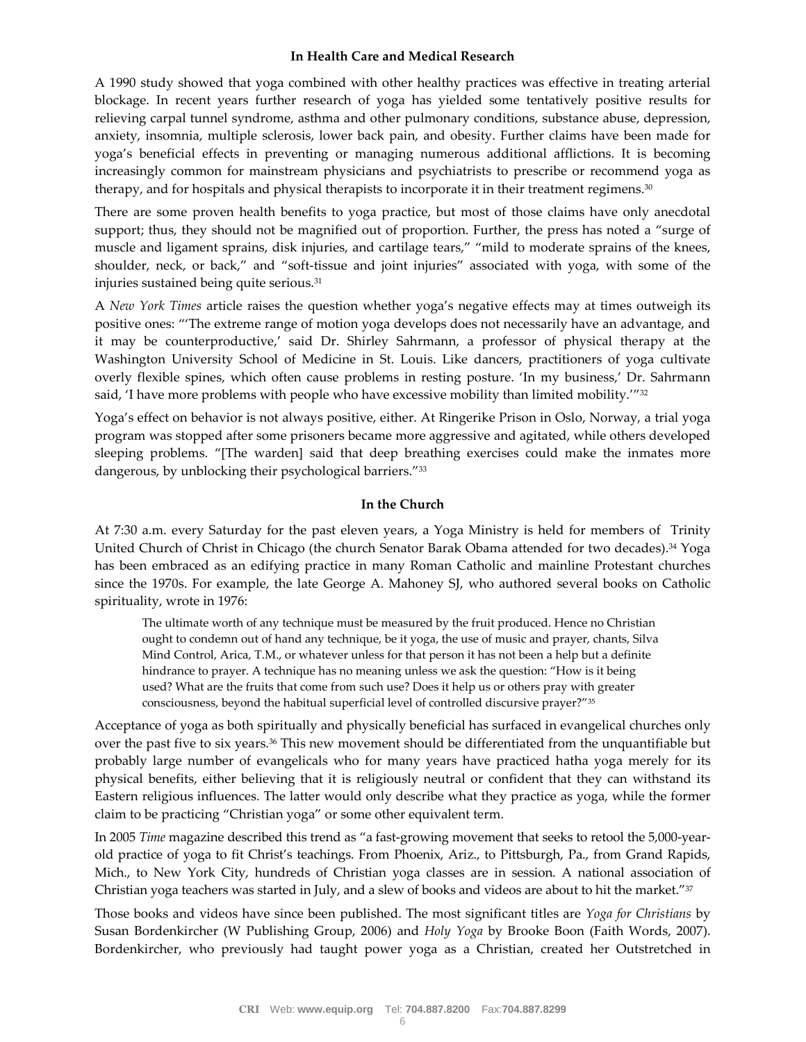### In Health Care and Medical Research

A 1990 study showed that yoga combined with other healthy practices was effective in treating arterial blockage. In recent years further research of yoga has yielded some tentatively positive results for relieving carpal tunnel syndrome, asthma and other pulmonary conditions, substance abuse, depression, anxiety, insomnia, multiple sclerosis, lower back pain, and obesity. Further claims have been made for yoga's beneficial effects in preventing or managing numerous additional afflictions. It is becoming increasingly common for mainstream physicians and psychiatrists to prescribe or recommend yoga as therapy, and for hospitals and physical therapists to incorporate it in their treatment regimens.[30]

There are some proven health benefits to yoga practice, but most of those claims have only anecdotal support; thus, they should not be magnified out of proportion. Further, the press has noted a "surge of muscle and ligament sprains, disk injuries, and cartilage tears," "mild to moderate sprains of the knees, shoulder, neck, or back," and "soft-tissue and joint injuries" associated with yoga, with some of the injuries sustained being quite serious.[31]

A *New York Times* article raises the question whether yoga's negative effects may at times outweigh its positive ones: "'The extreme range of motion yoga develops does not necessarily have an advantage, and it may be counterproductive,' said Dr. Shirley Sahrmann, a professor of physical therapy at the Washington University School of Medicine in St. Louis. Like dancers, practitioners of yoga cultivate overly flexible spines, which often cause problems in resting posture. 'In my business,' Dr. Sahrmann said, 'I have more problems with people who have excessive mobility than limited mobility.'"[32]

Yoga's effect on behavior is not always positive, either. At Ringerike Prison in Oslo, Norway, a trial yoga program was stopped after some prisoners became more aggressive and agitated, while others developed sleeping problems. "[The warden] said that deep breathing exercises could make the inmates more dangerous, by unblocking their psychological barriers."[33]

### In the Church

At 7:30 a.m. every Saturday for the past eleven years, a Yoga Ministry is held for members of Trinity United Church of Christ in Chicago (the church Senator Barak Obama attended for two decades).[34] Yoga has been embraced as an edifying practice in many Roman Catholic and mainline Protestant churches since the 1970s. For example, the late George A. Mahoney SJ, who authored several books on Catholic spirituality, wrote in 1976:

> The ultimate worth of any technique must be measured by the fruit produced. Hence no Christian ought to condemn out of hand any technique, be it yoga, the use of music and prayer, chants, Silva Mind Control, Arica, T.M., or whatever unless for that person it has not been a help but a definite hindrance to prayer. A technique has no meaning unless we ask the question: "How is it being used? What are the fruits that come from such use? Does it help us or others pray with greater consciousness, beyond the habitual superficial level of controlled discursive prayer?"[35]

Acceptance of yoga as both spiritually and physically beneficial has surfaced in evangelical churches only over the past five to six years.[36] This new movement should be differentiated from the unquantifiable but probably large number of evangelicals who for many years have practiced hatha yoga merely for its physical benefits, either believing that it is religiously neutral or confident that they can withstand its Eastern religious influences. The latter would only describe what they practice as yoga, while the former claim to be practicing "Christian yoga" or some other equivalent term.

In 2005 *Time* magazine described this trend as "a fast-growing movement that seeks to retool the 5,000-year-old practice of yoga to fit Christ's teachings. From Phoenix, Ariz., to Pittsburgh, Pa., from Grand Rapids, Mich., to New York City, hundreds of Christian yoga classes are in session. A national association of Christian yoga teachers was started in July, and a slew of books and videos are about to hit the market."[37]

Those books and videos have since been published. The most significant titles are *Yoga for Christians* by Susan Bordenkircher (W Publishing Group, 2006) and *Holy Yoga* by Brooke Boon (Faith Words, 2007). Bordenkircher, who previously had taught power yoga as a Christian, created her Outstretched in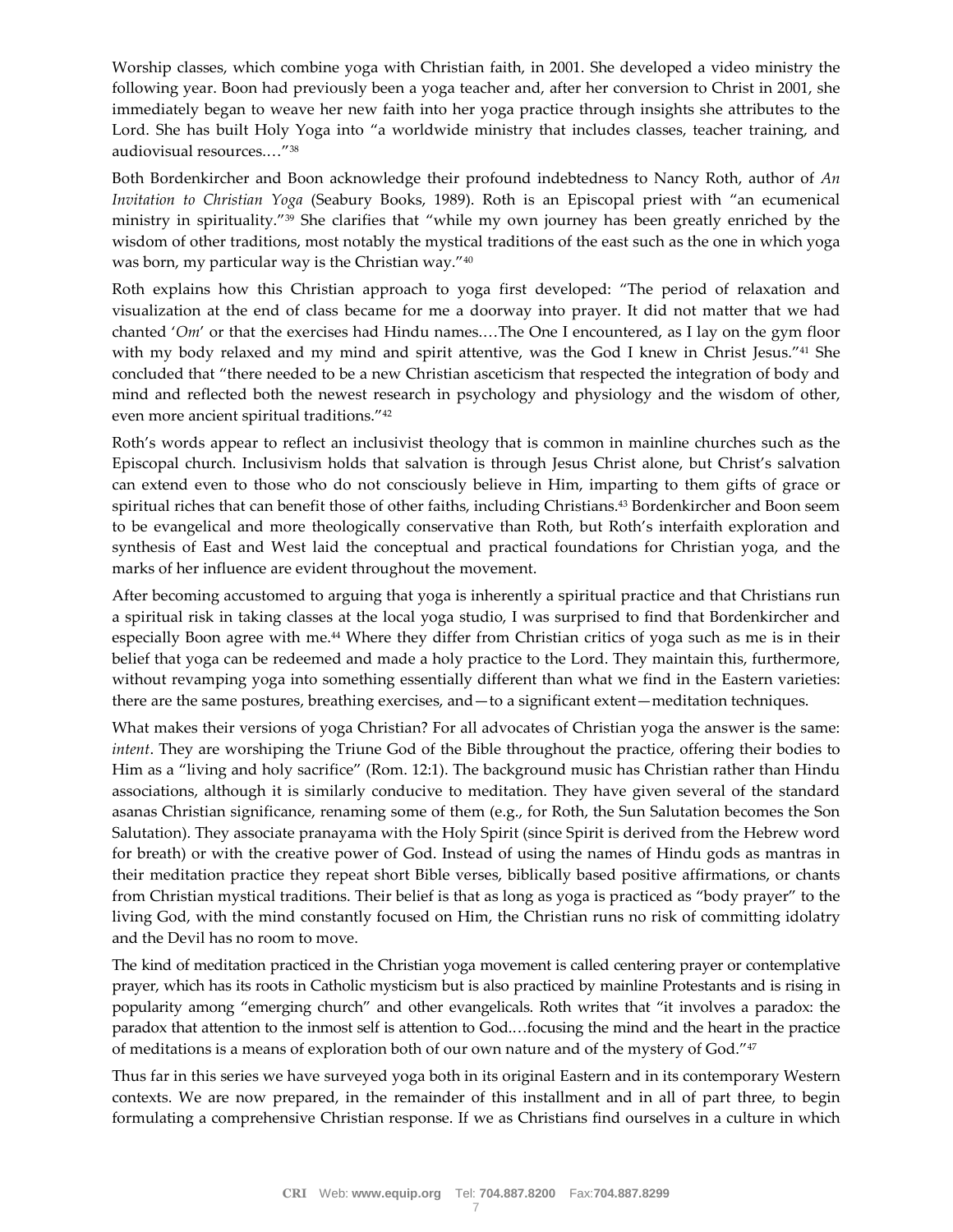Worship classes, which combine yoga with Christian faith, in 2001. She developed a video ministry the following year. Boon had previously been a yoga teacher and, after her conversion to Christ in 2001, she immediately began to weave her new faith into her yoga practice through insights she attributes to the Lord. She has built Holy Yoga into "a worldwide ministry that includes classes, teacher training, and audiovisual resources.…"[38]

Both Bordenkircher and Boon acknowledge their profound indebtedness to Nancy Roth, author of *An Invitation to Christian Yoga* (Seabury Books, 1989). Roth is an Episcopal priest with "an ecumenical ministry in spirituality."[39] She clarifies that "while my own journey has been greatly enriched by the wisdom of other traditions, most notably the mystical traditions of the east such as the one in which yoga was born, my particular way is the Christian way."[40]

Roth explains how this Christian approach to yoga first developed: "The period of relaxation and visualization at the end of class became for me a doorway into prayer. It did not matter that we had chanted '*Om*' or that the exercises had Hindu names.…The One I encountered, as I lay on the gym floor with my body relaxed and my mind and spirit attentive, was the God I knew in Christ Jesus."[41] She concluded that "there needed to be a new Christian asceticism that respected the integration of body and mind and reflected both the newest research in psychology and physiology and the wisdom of other, even more ancient spiritual traditions."[42]

Roth's words appear to reflect an inclusivist theology that is common in mainline churches such as the Episcopal church. Inclusivism holds that salvation is through Jesus Christ alone, but Christ's salvation can extend even to those who do not consciously believe in Him, imparting to them gifts of grace or spiritual riches that can benefit those of other faiths, including Christians.[43] Bordenkircher and Boon seem to be evangelical and more theologically conservative than Roth, but Roth's interfaith exploration and synthesis of East and West laid the conceptual and practical foundations for Christian yoga, and the marks of her influence are evident throughout the movement.

After becoming accustomed to arguing that yoga is inherently a spiritual practice and that Christians run a spiritual risk in taking classes at the local yoga studio, I was surprised to find that Bordenkircher and especially Boon agree with me.[44] Where they differ from Christian critics of yoga such as me is in their belief that yoga can be redeemed and made a holy practice to the Lord. They maintain this, furthermore, without revamping yoga into something essentially different than what we find in the Eastern varieties: there are the same postures, breathing exercises, and—to a significant extent—meditation techniques.

What makes their versions of yoga Christian? For all advocates of Christian yoga the answer is the same: *intent*. They are worshiping the Triune God of the Bible throughout the practice, offering their bodies to Him as a "living and holy sacrifice" (Rom. 12:1). The background music has Christian rather than Hindu associations, although it is similarly conducive to meditation. They have given several of the standard asanas Christian significance, renaming some of them (e.g., for Roth, the Sun Salutation becomes the Son Salutation). They associate pranayama with the Holy Spirit (since Spirit is derived from the Hebrew word for breath) or with the creative power of God. Instead of using the names of Hindu gods as mantras in their meditation practice they repeat short Bible verses, biblically based positive affirmations, or chants from Christian mystical traditions. Their belief is that as long as yoga is practiced as "body prayer" to the living God, with the mind constantly focused on Him, the Christian runs no risk of committing idolatry and the Devil has no room to move.

The kind of meditation practiced in the Christian yoga movement is called centering prayer or contemplative prayer, which has its roots in Catholic mysticism but is also practiced by mainline Protestants and is rising in popularity among "emerging church" and other evangelicals. Roth writes that "it involves a paradox: the paradox that attention to the inmost self is attention to God.…focusing the mind and the heart in the practice of meditations is a means of exploration both of our own nature and of the mystery of God."[47]

Thus far in this series we have surveyed yoga both in its original Eastern and in its contemporary Western contexts. We are now prepared, in the remainder of this installment and in all of part three, to begin formulating a comprehensive Christian response. If we as Christians find ourselves in a culture in which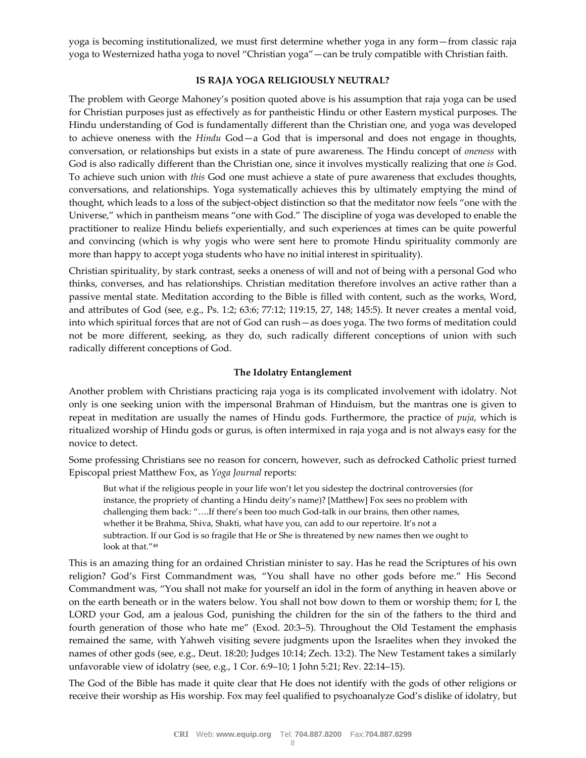yoga is becoming institutionalized, we must first determine whether yoga in any form—from classic raja yoga to Westernized hatha yoga to novel "Christian yoga"—can be truly compatible with Christian faith.

### IS RAJA YOGA RELIGIOUSLY NEUTRAL?

The problem with George Mahoney's position quoted above is his assumption that raja yoga can be used for Christian purposes just as effectively as for pantheistic Hindu or other Eastern mystical purposes. The Hindu understanding of God is fundamentally different than the Christian one, and yoga was developed to achieve oneness with the *Hindu* God—a God that is impersonal and does not engage in thoughts, conversation, or relationships but exists in a state of pure awareness. The Hindu concept of *oneness* with God is also radically different than the Christian one, since it involves mystically realizing that one *is* God. To achieve such union with *this* God one must achieve a state of pure awareness that excludes thoughts, conversations, and relationships. Yoga systematically achieves this by ultimately emptying the mind of thought, which leads to a loss of the subject-object distinction so that the meditator now feels "one with the Universe," which in pantheism means "one with God." The discipline of yoga was developed to enable the practitioner to realize Hindu beliefs experientially, and such experiences at times can be quite powerful and convincing (which is why yogis who were sent here to promote Hindu spirituality commonly are more than happy to accept yoga students who have no initial interest in spirituality).

Christian spirituality, by stark contrast, seeks a oneness of will and not of being with a personal God who thinks, converses, and has relationships. Christian meditation therefore involves an active rather than a passive mental state. Meditation according to the Bible is filled with content, such as the works, Word, and attributes of God (see, e.g., Ps. 1:2; 63:6; 77:12; 119:15, 27, 148; 145:5). It never creates a mental void, into which spiritual forces that are not of God can rush—as does yoga. The two forms of meditation could not be more different, seeking, as they do, such radically different conceptions of union with such radically different conceptions of God.

#### The Idolatry Entanglement

Another problem with Christians practicing raja yoga is its complicated involvement with idolatry. Not only is one seeking union with the impersonal Brahman of Hinduism, but the mantras one is given to repeat in meditation are usually the names of Hindu gods. Furthermore, the practice of *puja*, which is ritualized worship of Hindu gods or gurus, is often intermixed in raja yoga and is not always easy for the novice to detect.

Some professing Christians see no reason for concern, however, such as defrocked Catholic priest turned Episcopal priest Matthew Fox, as *Yoga Journal* reports:

> But what if the religious people in your life won't let you sidestep the doctrinal controversies (for instance, the propriety of chanting a Hindu deity's name)? [Matthew] Fox sees no problem with challenging them back: "….If there's been too much God-talk in our brains, then other names, whether it be Brahma, Shiva, Shakti, what have you, can add to our repertoire. It's not a subtraction. If our God is so fragile that He or She is threatened by new names then we ought to look at that."[48]

This is an amazing thing for an ordained Christian minister to say. Has he read the Scriptures of his own religion? God's First Commandment was, "You shall have no other gods before me." His Second Commandment was, "You shall not make for yourself an idol in the form of anything in heaven above or on the earth beneath or in the waters below. You shall not bow down to them or worship them; for I, the LORD your God, am a jealous God, punishing the children for the sin of the fathers to the third and fourth generation of those who hate me" (Exod. 20:3–5). Throughout the Old Testament the emphasis remained the same, with Yahweh visiting severe judgments upon the Israelites when they invoked the names of other gods (see, e.g., Deut. 18:20; Judges 10:14; Zech. 13:2). The New Testament takes a similarly unfavorable view of idolatry (see, e.g., 1 Cor. 6:9–10; 1 John 5:21; Rev. 22:14–15).

The God of the Bible has made it quite clear that He does not identify with the gods of other religions or receive their worship as His worship. Fox may feel qualified to psychoanalyze God's dislike of idolatry, but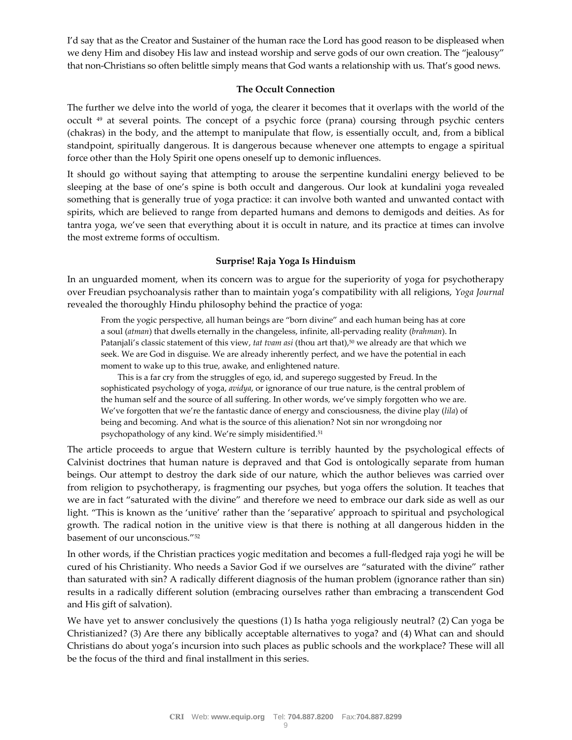I'd say that as the Creator and Sustainer of the human race the Lord has good reason to be displeased when we deny Him and disobey His law and instead worship and serve gods of our own creation. The "jealousy" that non-Christians so often belittle simply means that God wants a relationship with us. That's good news.

### The Occult Connection

The further we delve into the world of yoga, the clearer it becomes that it overlaps with the world of the occult [49] at several points. The concept of a psychic force (prana) coursing through psychic centers (chakras) in the body, and the attempt to manipulate that flow, is essentially occult, and, from a biblical standpoint, spiritually dangerous. It is dangerous because whenever one attempts to engage a spiritual force other than the Holy Spirit one opens oneself up to demonic influences.

It should go without saying that attempting to arouse the serpentine kundalini energy believed to be sleeping at the base of one's spine is both occult and dangerous. Our look at kundalini yoga revealed something that is generally true of yoga practice: it can involve both wanted and unwanted contact with spirits, which are believed to range from departed humans and demons to demigods and deities. As for tantra yoga, we've seen that everything about it is occult in nature, and its practice at times can involve the most extreme forms of occultism.

### Surprise! Raja Yoga Is Hinduism

In an unguarded moment, when its concern was to argue for the superiority of yoga for psychotherapy over Freudian psychoanalysis rather than to maintain yoga's compatibility with all religions, *Yoga Journal* revealed the thoroughly Hindu philosophy behind the practice of yoga:

> From the yogic perspective, all human beings are "born divine" and each human being has at core a soul (*atman*) that dwells eternally in the changeless, infinite, all-pervading reality (*brahman*). In Patanjali's classic statement of this view, *tat tvam asi* (thou art that),[50] we already are that which we seek. We are God in disguise. We are already inherently perfect, and we have the potential in each moment to wake up to this true, awake, and enlightened nature.
>
> This is a far cry from the struggles of ego, id, and superego suggested by Freud. In the sophisticated psychology of yoga, *avidya*, or ignorance of our true nature, is the central problem of the human self and the source of all suffering. In other words, we've simply forgotten who we are. We've forgotten that we're the fantastic dance of energy and consciousness, the divine play (*lila*) of being and becoming. And what is the source of this alienation? Not sin nor wrongdoing nor psychopathology of any kind. We're simply misidentified.[51]

The article proceeds to argue that Western culture is terribly haunted by the psychological effects of Calvinist doctrines that human nature is depraved and that God is ontologically separate from human beings. Our attempt to destroy the dark side of our nature, which the author believes was carried over from religion to psychotherapy, is fragmenting our psyches, but yoga offers the solution. It teaches that we are in fact "saturated with the divine" and therefore we need to embrace our dark side as well as our light. "This is known as the 'unitive' rather than the 'separative' approach to spiritual and psychological growth. The radical notion in the unitive view is that there is nothing at all dangerous hidden in the basement of our unconscious."[52]

In other words, if the Christian practices yogic meditation and becomes a full-fledged raja yogi he will be cured of his Christianity. Who needs a Savior God if we ourselves are "saturated with the divine" rather than saturated with sin? A radically different diagnosis of the human problem (ignorance rather than sin) results in a radically different solution (embracing ourselves rather than embracing a transcendent God and His gift of salvation).

We have yet to answer conclusively the questions (1) Is hatha yoga religiously neutral? (2) Can yoga be Christianized? (3) Are there any biblically acceptable alternatives to yoga? and (4) What can and should Christians do about yoga's incursion into such places as public schools and the workplace? These will all be the focus of the third and final installment in this series.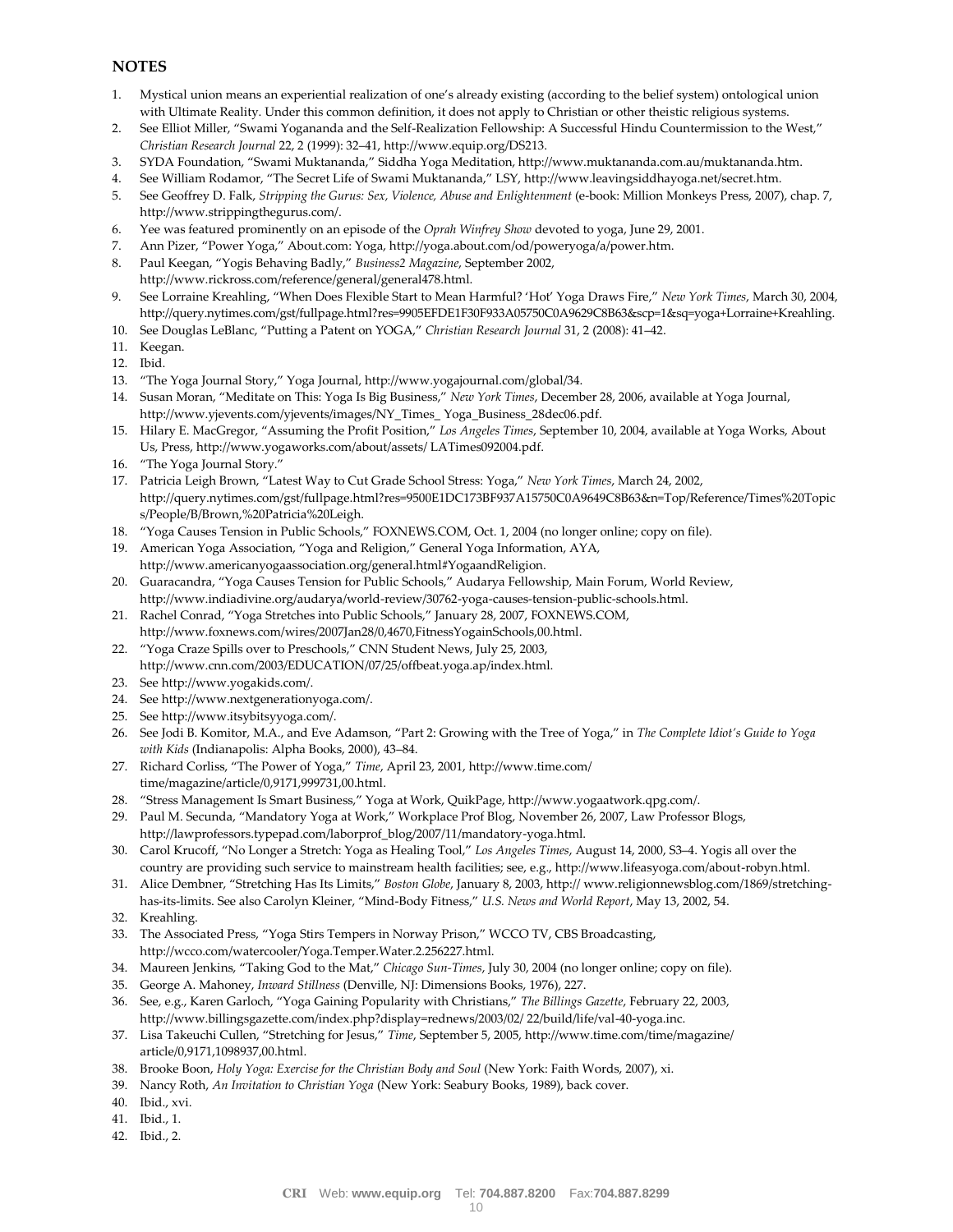## NOTES

1. Mystical union means an experiential realization of one's already existing (according to the belief system) ontological union with Ultimate Reality. Under this common definition, it does not apply to Christian or other theistic religious systems.
2. See Elliot Miller, "Swami Yogananda and the Self-Realization Fellowship: A Successful Hindu Countermission to the West," *Christian Research Journal* 22, 2 (1999): 32–41, http://www.equip.org/DS213.
3. SYDA Foundation, "Swami Muktananda," Siddha Yoga Meditation, http://www.muktananda.com.au/muktananda.htm.
4. See William Rodamor, "The Secret Life of Swami Muktananda," LSY, http://www.leavingsiddhayoga.net/secret.htm.
5. See Geoffrey D. Falk, *Stripping the Gurus: Sex, Violence, Abuse and Enlightenment* (e-book: Million Monkeys Press, 2007), chap. 7, http://www.strippingthegurus.com/.
6. Yee was featured prominently on an episode of the *Oprah Winfrey Show* devoted to yoga, June 29, 2001.
7. Ann Pizer, "Power Yoga," About.com: Yoga, http://yoga.about.com/od/poweryoga/a/power.htm.
8. Paul Keegan, "Yogis Behaving Badly," *Business2 Magazine*, September 2002, http://www.rickross.com/reference/general/general478.html.
9. See Lorraine Kreahling, "When Does Flexible Start to Mean Harmful? 'Hot' Yoga Draws Fire," *New York Times*, March 30, 2004, http://query.nytimes.com/gst/fullpage.html?res=9905EFDE1F30F933A05750C0A9629C8B63&scp=1&sq=yoga+Lorraine+Kreahling.
10. See Douglas LeBlanc, "Putting a Patent on YOGA," *Christian Research Journal* 31, 2 (2008): 41–42.
11. Keegan.
12. Ibid.
13. "The Yoga Journal Story," Yoga Journal, http://www.yogajournal.com/global/34.
14. Susan Moran, "Meditate on This: Yoga Is Big Business," *New York Times*, December 28, 2006, available at Yoga Journal, http://www.yjevents.com/yjevents/images/NY_Times_ Yoga_Business_28dec06.pdf.
15. Hilary E. MacGregor, "Assuming the Profit Position," *Los Angeles Times*, September 10, 2004, available at Yoga Works, About Us, Press, http://www.yogaworks.com/about/assets/ LATimes092004.pdf.
16. "The Yoga Journal Story."
17. Patricia Leigh Brown, "Latest Way to Cut Grade School Stress: Yoga," *New York Times*, March 24, 2002, http://query.nytimes.com/gst/fullpage.html?res=9500E1DC173BF937A15750C0A9649C8B63&n=Top/Reference/Times%20Topics/People/B/Brown,%20Patricia%20Leigh.
18. "Yoga Causes Tension in Public Schools," FOXNEWS.COM, Oct. 1, 2004 (no longer online; copy on file).
19. American Yoga Association, "Yoga and Religion," General Yoga Information, AYA, http://www.americanyogaassociation.org/general.html#YogaandReligion.
20. Guaracandra, "Yoga Causes Tension for Public Schools," Audarya Fellowship, Main Forum, World Review, http://www.indiadivine.org/audarya/world-review/30762-yoga-causes-tension-public-schools.html.
21. Rachel Conrad, "Yoga Stretches into Public Schools," January 28, 2007, FOXNEWS.COM, http://www.foxnews.com/wires/2007Jan28/0,4670,FitnessYogainSchools,00.html.
22. "Yoga Craze Spills over to Preschools," CNN Student News, July 25, 2003, http://www.cnn.com/2003/EDUCATION/07/25/offbeat.yoga.ap/index.html.
23. See http://www.yogakids.com/.
24. See http://www.nextgenerationyoga.com/.
25. See http://www.itsybitsyyoga.com/.
26. See Jodi B. Komitor, M.A., and Eve Adamson, "Part 2: Growing with the Tree of Yoga," in *The Complete Idiot's Guide to Yoga with Kids* (Indianapolis: Alpha Books, 2000), 43–84.
27. Richard Corliss, "The Power of Yoga," *Time*, April 23, 2001, http://www.time.com/ time/magazine/article/0,9171,999731,00.html.
28. "Stress Management Is Smart Business," Yoga at Work, QuikPage, http://www.yogaatwork.qpg.com/.
29. Paul M. Secunda, "Mandatory Yoga at Work," Workplace Prof Blog, November 26, 2007, Law Professor Blogs, http://lawprofessors.typepad.com/laborprof_blog/2007/11/mandatory-yoga.html.
30. Carol Krucoff, "No Longer a Stretch: Yoga as Healing Tool," *Los Angeles Times*, August 14, 2000, S3–4. Yogis all over the country are providing such service to mainstream health facilities; see, e.g., http://www.lifeasyoga.com/about-robyn.html.
31. Alice Dembner, "Stretching Has Its Limits," *Boston Globe*, January 8, 2003, http:// www.religionnewsblog.com/1869/stretching-has-its-limits. See also Carolyn Kleiner, "Mind-Body Fitness," *U.S. News and World Report*, May 13, 2002, 54.
32. Kreahling.
33. The Associated Press, "Yoga Stirs Tempers in Norway Prison," WCCO TV, CBS Broadcasting, http://wcco.com/watercooler/Yoga.Temper.Water.2.256227.html.
34. Maureen Jenkins, "Taking God to the Mat," *Chicago Sun-Times*, July 30, 2004 (no longer online; copy on file).
35. George A. Mahoney, *Inward Stillness* (Denville, NJ: Dimensions Books, 1976), 227.
36. See, e.g., Karen Garloch, "Yoga Gaining Popularity with Christians," *The Billings Gazette*, February 22, 2003, http://www.billingsgazette.com/index.php?display=rednews/2003/02/ 22/build/life/val-40-yoga.inc.
37. Lisa Takeuchi Cullen, "Stretching for Jesus," *Time*, September 5, 2005, http://www.time.com/time/magazine/ article/0,9171,1098937,00.html.
38. Brooke Boon, *Holy Yoga: Exercise for the Christian Body and Soul* (New York: Faith Words, 2007), xi.
39. Nancy Roth, *An Invitation to Christian Yoga* (New York: Seabury Books, 1989), back cover.
40. Ibid., xvi.
41. Ibid., 1.
42. Ibid., 2.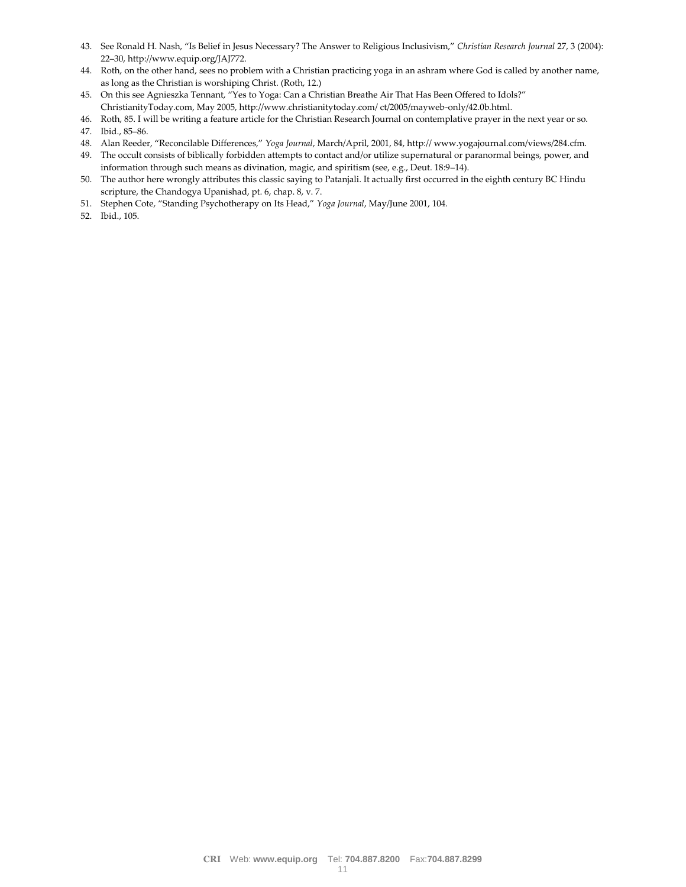43. See Ronald H. Nash, "Is Belief in Jesus Necessary? The Answer to Religious Inclusivism," *Christian Research Journal* 27, 3 (2004): 22–30, http://www.equip.org/JAJ772.
44. Roth, on the other hand, sees no problem with a Christian practicing yoga in an ashram where God is called by another name, as long as the Christian is worshiping Christ. (Roth, 12.)
45. On this see Agnieszka Tennant, "Yes to Yoga: Can a Christian Breathe Air That Has Been Offered to Idols?" ChristianityToday.com, May 2005, http://www.christianitytoday.com/ ct/2005/mayweb-only/42.0b.html.
46. Roth, 85. I will be writing a feature article for the Christian Research Journal on contemplative prayer in the next year or so.
47. Ibid., 85–86.
48. Alan Reeder, "Reconcilable Differences," *Yoga Journal*, March/April, 2001, 84, http:// www.yogajournal.com/views/284.cfm.
49. The occult consists of biblically forbidden attempts to contact and/or utilize supernatural or paranormal beings, power, and information through such means as divination, magic, and spiritism (see, e.g., Deut. 18:9–14).
50. The author here wrongly attributes this classic saying to Patanjali. It actually first occurred in the eighth century BC Hindu scripture, the Chandogya Upanishad, pt. 6, chap. 8, v. 7.
51. Stephen Cote, "Standing Psychotherapy on Its Head," *Yoga Journal*, May/June 2001, 104.
52. Ibid., 105.

**CRI** Web: **www.equip.org** Tel: **704.887.8200** Fax:**704.887.8299**